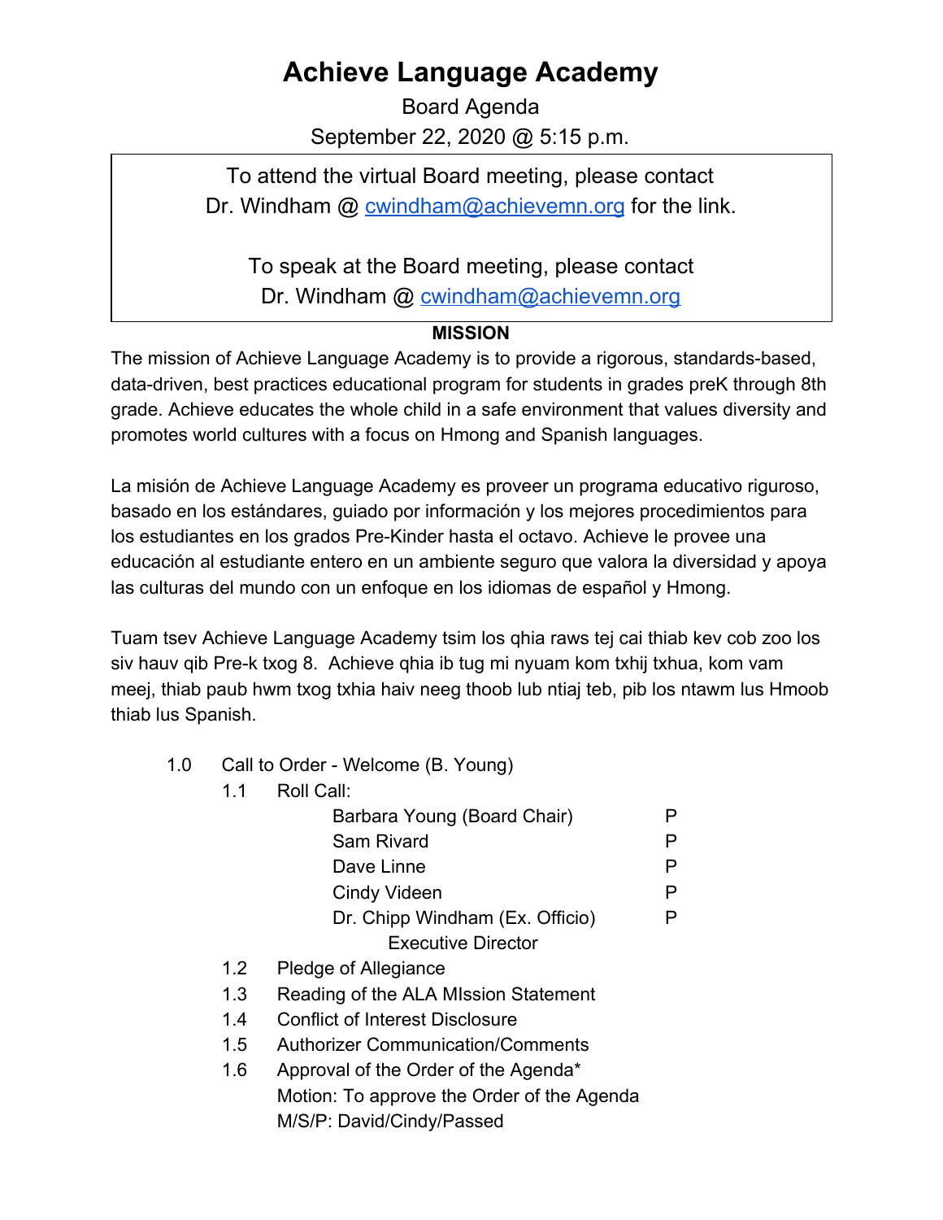# Achieve Language Academy

Board Agenda

September 22, 2020 @ 5:15 p.m.

To attend the virtual Board meeting, please contact Dr. Windham @ cwindham@achievemn.org for the link.

To speak at the Board meeting, please contact Dr. Windham @ cwindham@achievemn.org

**MISSION**

The mission of Achieve Language Academy is to provide a rigorous, standards-based, data-driven, best practices educational program for students in grades preK through 8th grade. Achieve educates the whole child in a safe environment that values diversity and promotes world cultures with a focus on Hmong and Spanish languages.

La misión de Achieve Language Academy es proveer un programa educativo riguroso, basado en los estándares, guiado por información y los mejores procedimientos para los estudiantes en los grados Pre-Kinder hasta el octavo. Achieve le provee una educación al estudiante entero en un ambiente seguro que valora la diversidad y apoya las culturas del mundo con un enfoque en los idiomas de español y Hmong.

Tuam tsev Achieve Language Academy tsim los qhia raws tej cai thiab kev cob zoo los siv hauv qib Pre-k txog 8. Achieve qhia ib tug mi nyuam kom txhij txhua, kom vam meej, thiab paub hwm txog txhia haiv neeg thoob lub ntiaj teb, pib los ntawm lus Hmoob thiab lus Spanish.

1.0 Call to Order - Welcome (B. Young)

- 1.1 Roll Call:

| | |
|---|---|
| Barbara Young (Board Chair) | P |
| Sam Rivard | P |
| Dave Linne | P |
| Cindy Videen | P |
| Dr. Chipp Windham (Ex. Officio) Executive Director | P |

- 1.2 Pledge of Allegiance
- 1.3 Reading of the ALA MIssion Statement
- 1.4 Conflict of Interest Disclosure
- 1.5 Authorizer Communication/Comments
- 1.6 Approval of the Order of the Agenda*
  Motion: To approve the Order of the Agenda
  M/S/P: David/Cindy/Passed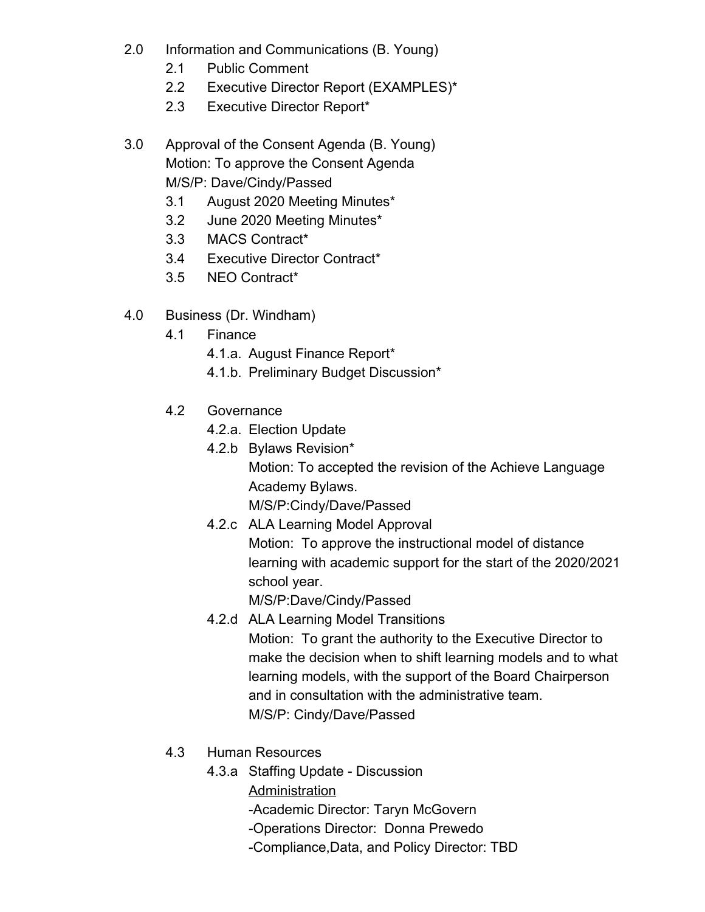2.0 Information and Communications (B. Young)
- 2.1 Public Comment
- 2.2 Executive Director Report (EXAMPLES)*
- 2.3 Executive Director Report*

3.0 Approval of the Consent Agenda (B. Young)
Motion: To approve the Consent Agenda
M/S/P: Dave/Cindy/Passed
- 3.1 August 2020 Meeting Minutes*
- 3.2 June 2020 Meeting Minutes*
- 3.3 MACS Contract*
- 3.4 Executive Director Contract*
- 3.5 NEO Contract*

4.0 Business (Dr. Windham)
- 4.1 Finance
  - 4.1.a. August Finance Report*
  - 4.1.b. Preliminary Budget Discussion*

- 4.2 Governance
  - 4.2.a. Election Update
  - 4.2.b Bylaws Revision*
    Motion: To accepted the revision of the Achieve Language Academy Bylaws.
    M/S/P:Cindy/Dave/Passed
  - 4.2.c ALA Learning Model Approval
    Motion: To approve the instructional model of distance learning with academic support for the start of the 2020/2021 school year.
    M/S/P:Dave/Cindy/Passed
  - 4.2.d ALA Learning Model Transitions
    Motion: To grant the authority to the Executive Director to make the decision when to shift learning models and to what learning models, with the support of the Board Chairperson and in consultation with the administrative team.
    M/S/P: Cindy/Dave/Passed

- 4.3 Human Resources
  - 4.3.a Staffing Update - Discussion
    Administration
    -Academic Director: Taryn McGovern
    -Operations Director: Donna Prewedo
    -Compliance,Data, and Policy Director: TBD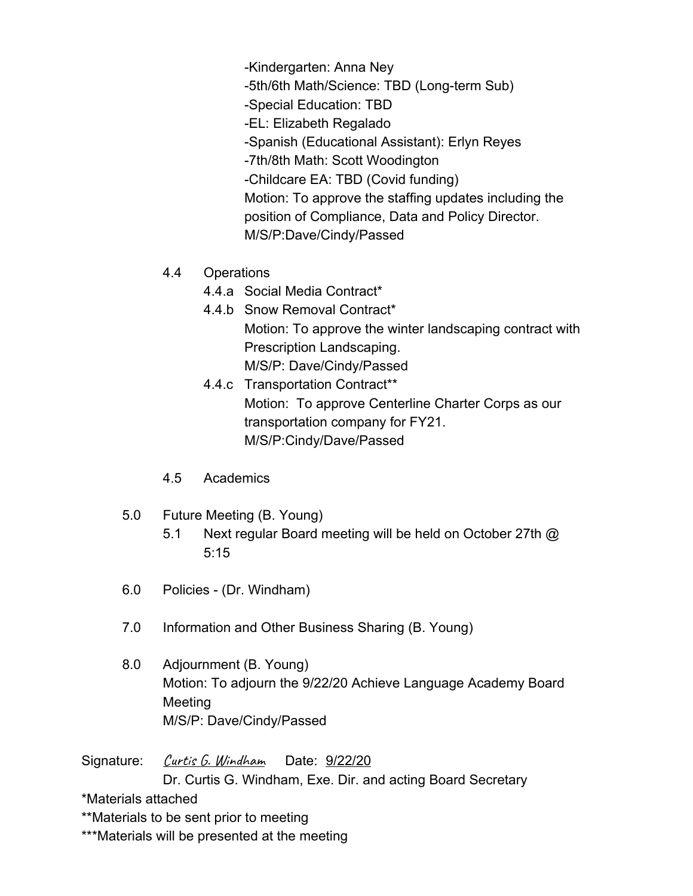-Kindergarten: Anna Ney
-5th/6th Math/Science: TBD (Long-term Sub)
-Special Education: TBD
-EL: Elizabeth Regalado
-Spanish (Educational Assistant): Erlyn Reyes
-7th/8th Math: Scott Woodington
-Childcare EA: TBD (Covid funding)
Motion: To approve the staffing updates including the position of Compliance, Data and Policy Director.
M/S/P:Dave/Cindy/Passed

4.4 Operations

4.4.a Social Media Contract*

4.4.b Snow Removal Contract*
Motion: To approve the winter landscaping contract with Prescription Landscaping.
M/S/P: Dave/Cindy/Passed

4.4.c Transportation Contract**
Motion: To approve Centerline Charter Corps as our transportation company for FY21.
M/S/P:Cindy/Dave/Passed

4.5 Academics

5.0 Future Meeting (B. Young)

5.1 Next regular Board meeting will be held on October 27th @ 5:15

6.0 Policies - (Dr. Windham)

7.0 Information and Other Business Sharing (B. Young)

8.0 Adjournment (B. Young)
Motion: To adjourn the 9/22/20 Achieve Language Academy Board Meeting
M/S/P: Dave/Cindy/Passed

Signature: *Curtis G. Windham* Date: 9/22/20
Dr. Curtis G. Windham, Exe. Dir. and acting Board Secretary

*Materials attached
**Materials to be sent prior to meeting
***Materials will be presented at the meeting